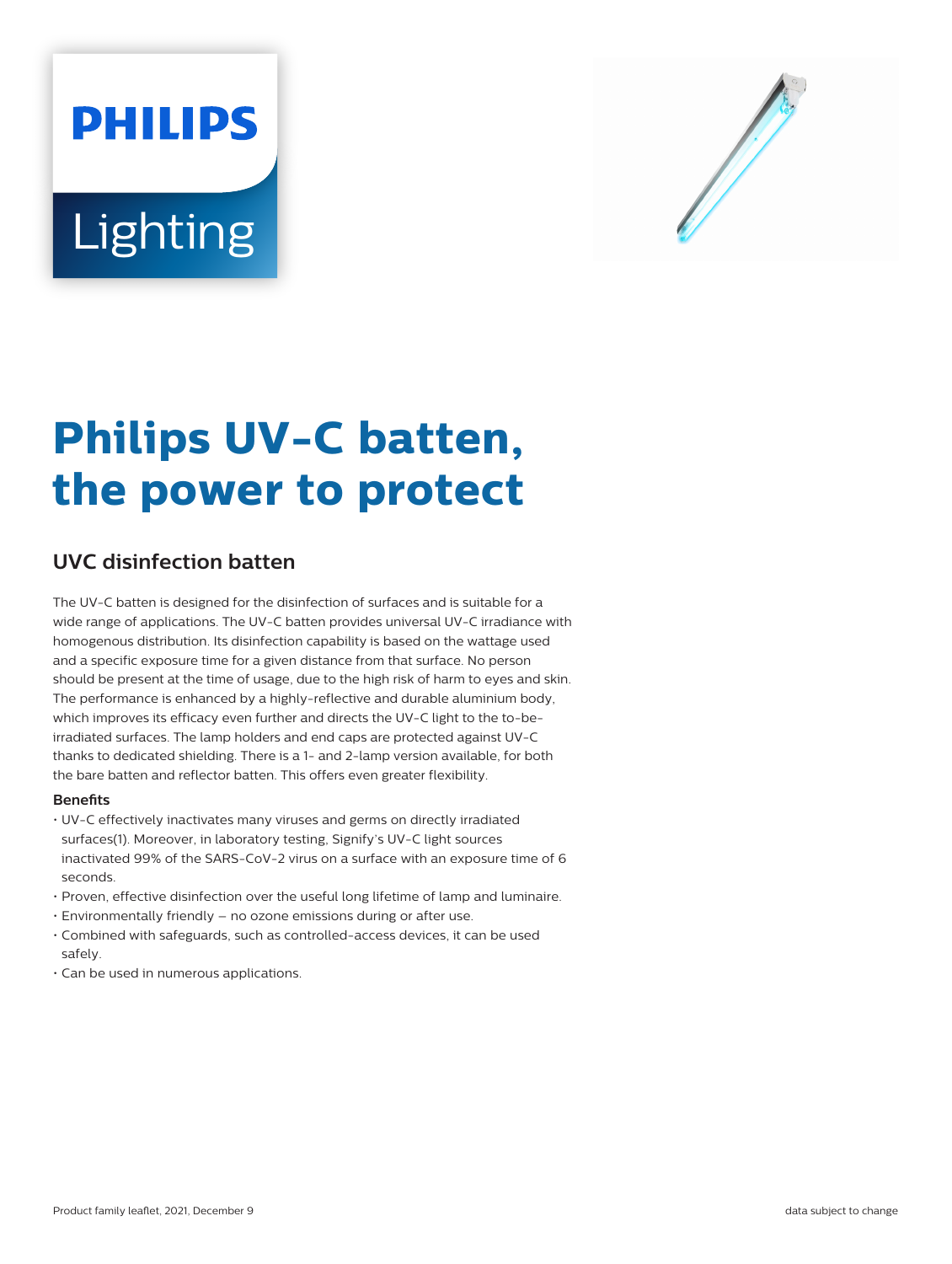PHILIPS

Lighting

# Philips UV-C batten, the power to protect

## UVC disinfection batten

The UV-C batten is designed for the disinfection of surfaces and is suitable for a wide range of applications. The UV-C batten provides universal UV-C irradiance with homogenous distribution. Its disinfection capability is based on the wattage used and a specific exposure time for a given distance from that surface. No person should be present at the time of usage, due to the high risk of harm to eyes and skin. The performance is enhanced by a highly-reflective and durable aluminium body, which improves its efficacy even further and directs the UV-C light to the to-be-irradiated surfaces. The lamp holders and end caps are protected against UV-C thanks to dedicated shielding. There is a 1- and 2-lamp version available, for both the bare batten and reflector batten. This offers even greater flexibility.

### Benefits

- UV-C effectively inactivates many viruses and germs on directly irradiated surfaces(1). Moreover, in laboratory testing, Signify's UV-C light sources inactivated 99% of the SARS-CoV-2 virus on a surface with an exposure time of 6 seconds.
- Proven, effective disinfection over the useful long lifetime of lamp and luminaire.
- Environmentally friendly – no ozone emissions during or after use.
- Combined with safeguards, such as controlled-access devices, it can be used safely.
- Can be used in numerous applications.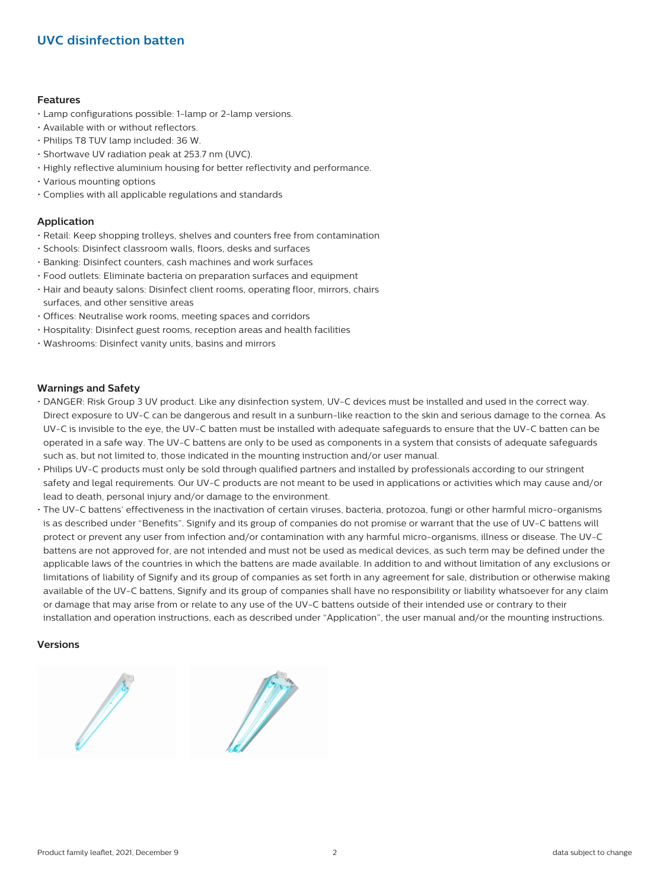## UVC disinfection batten

### Features

- Lamp configurations possible: 1-lamp or 2-lamp versions.
- Available with or without reflectors.
- Philips T8 TUV lamp included: 36 W.
- Shortwave UV radiation peak at 253.7 nm (UVC).
- Highly reflective aluminium housing for better reflectivity and performance.
- Various mounting options
- Complies with all applicable regulations and standards

### Application

- Retail: Keep shopping trolleys, shelves and counters free from contamination
- Schools: Disinfect classroom walls, floors, desks and surfaces
- Banking: Disinfect counters, cash machines and work surfaces
- Food outlets: Eliminate bacteria on preparation surfaces and equipment
- Hair and beauty salons: Disinfect client rooms, operating floor, mirrors, chairs surfaces, and other sensitive areas
- Offices: Neutralise work rooms, meeting spaces and corridors
- Hospitality: Disinfect guest rooms, reception areas and health facilities
- Washrooms: Disinfect vanity units, basins and mirrors

### Warnings and Safety

- DANGER: Risk Group 3 UV product. Like any disinfection system, UV-C devices must be installed and used in the correct way. Direct exposure to UV-C can be dangerous and result in a sunburn-like reaction to the skin and serious damage to the cornea. As UV-C is invisible to the eye, the UV-C batten must be installed with adequate safeguards to ensure that the UV-C batten can be operated in a safe way. The UV-C battens are only to be used as components in a system that consists of adequate safeguards such as, but not limited to, those indicated in the mounting instruction and/or user manual.
- Philips UV-C products must only be sold through qualified partners and installed by professionals according to our stringent safety and legal requirements. Our UV-C products are not meant to be used in applications or activities which may cause and/or lead to death, personal injury and/or damage to the environment.
- The UV-C battens' effectiveness in the inactivation of certain viruses, bacteria, protozoa, fungi or other harmful micro-organisms is as described under "Benefits". Signify and its group of companies do not promise or warrant that the use of UV-C battens will protect or prevent any user from infection and/or contamination with any harmful micro-organisms, illness or disease. The UV-C battens are not approved for, are not intended and must not be used as medical devices, as such term may be defined under the applicable laws of the countries in which the battens are made available. In addition to and without limitation of any exclusions or limitations of liability of Signify and its group of companies as set forth in any agreement for sale, distribution or otherwise making available of the UV-C battens, Signify and its group of companies shall have no responsibility or liability whatsoever for any claim or damage that may arise from or relate to any use of the UV-C battens outside of their intended use or contrary to their installation and operation instructions, each as described under "Application", the user manual and/or the mounting instructions.

### Versions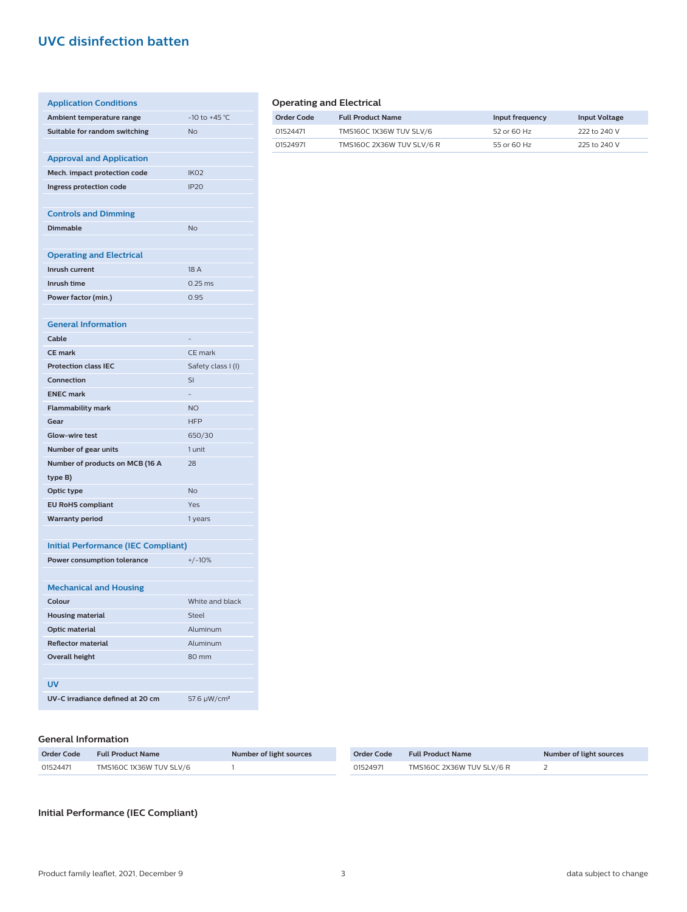# UVC disinfection batten

| Application Conditions | |
|---|---|
| **Ambient temperature range** | -10 to +45 °C |
| **Suitable for random switching** | No |
| | |
| **Approval and Application** | |
| **Mech. impact protection code** | IK02 |
| **Ingress protection code** | IP20 |
| | |
| **Controls and Dimming** | |
| **Dimmable** | No |
| | |
| **Operating and Electrical** | |
| **Inrush current** | 18 A |
| **Inrush time** | 0.25 ms |
| **Power factor (min.)** | 0.95 |
| | |
| **General Information** | |
| **Cable** | - |
| **CE mark** | CE mark |
| **Protection class IEC** | Safety class I (I) |
| **Connection** | SI |
| **ENEC mark** | - |
| **Flammability mark** | NO |
| **Gear** | HFP |
| **Glow-wire test** | 650/30 |
| **Number of gear units** | 1 unit |
| **Number of products on MCB (16 A type B)** | 28 |
| **Optic type** | No |
| **EU RoHS compliant** | Yes |
| **Warranty period** | 1 years |
| | |
| **Initial Performance (IEC Compliant)** | |
| **Power consumption tolerance** | +/-10% |
| | |
| **Mechanical and Housing** | |
| **Colour** | White and black |
| **Housing material** | Steel |
| **Optic material** | Aluminum |
| **Reflector material** | Aluminum |
| **Overall height** | 80 mm |
| | |
| **UV** | |
| **UV-C irradiance defined at 20 cm** | 57.6 μW/cm² |

## Operating and Electrical

| Order Code | Full Product Name | Input frequency | Input Voltage |
|---|---|---|---|
| 01524471 | TMS160C 1X36W TUV SLV/6 | 52 or 60 Hz | 222 to 240 V |
| 01524971 | TMS160C 2X36W TUV SLV/6 R | 55 or 60 Hz | 225 to 240 V |

## General Information

| Order Code | Full Product Name | Number of light sources |
|---|---|---|
| 01524471 | TMS160C 1X36W TUV SLV/6 | 1 |

| Order Code | Full Product Name | Number of light sources |
|---|---|---|
| 01524971 | TMS160C 2X36W TUV SLV/6 R | 2 |

## Initial Performance (IEC Compliant)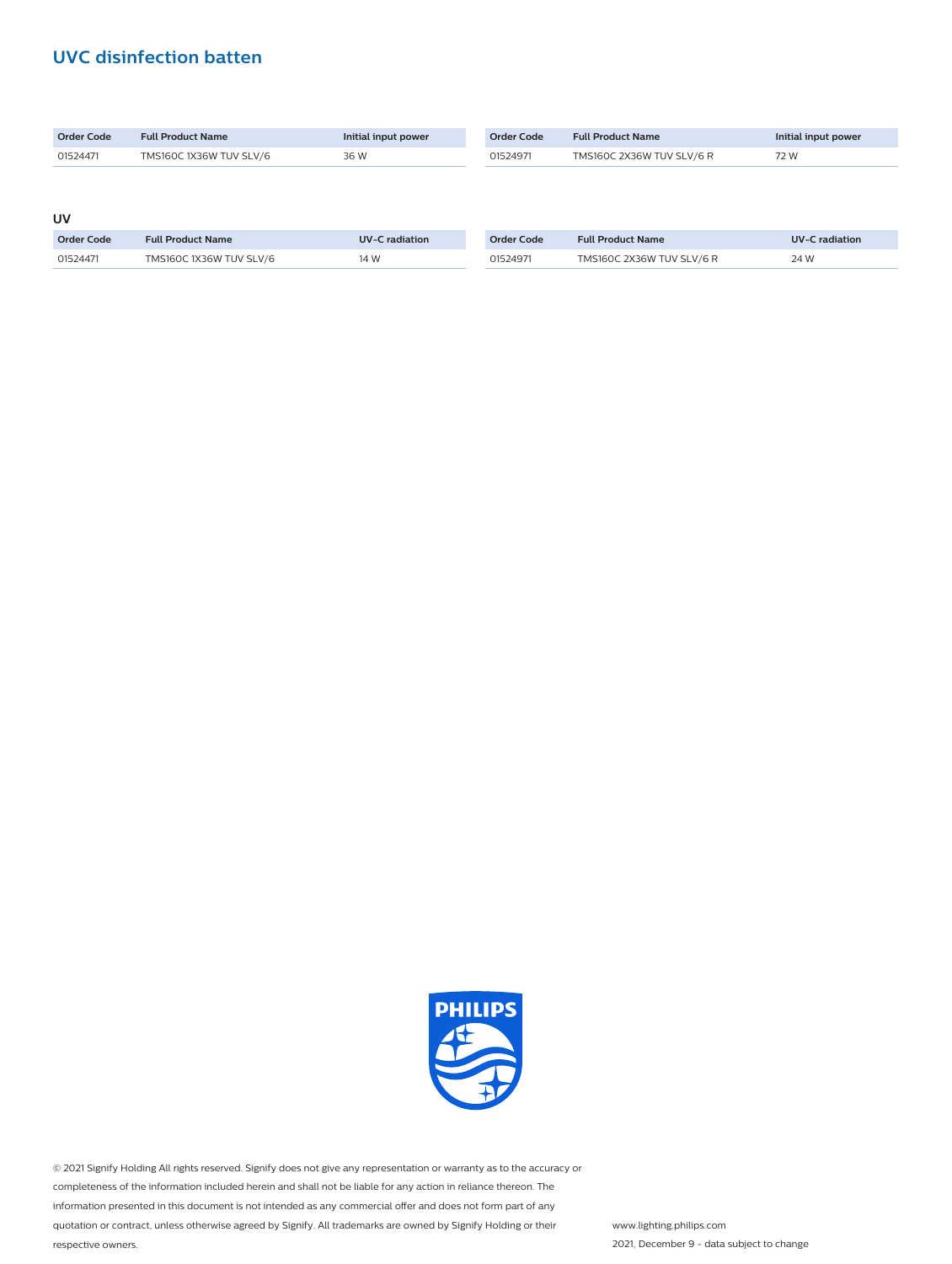# UVC disinfection batten

| Order Code | Full Product Name | Initial input power |
|---|---|---|
| 01524471 | TMS160C 1X36W TUV SLV/6 | 36 W |

| Order Code | Full Product Name | Initial input power |
|---|---|---|
| 01524971 | TMS160C 2X36W TUV SLV/6 R | 72 W |

## UV

| Order Code | Full Product Name | UV-C radiation |
|---|---|---|
| 01524471 | TMS160C 1X36W TUV SLV/6 | 14 W |

| Order Code | Full Product Name | UV-C radiation |
|---|---|---|
| 01524971 | TMS160C 2X36W TUV SLV/6 R | 24 W |

© 2021 Signify Holding All rights reserved. Signify does not give any representation or warranty as to the accuracy or completeness of the information included herein and shall not be liable for any action in reliance thereon. The information presented in this document is not intended as any commercial offer and does not form part of any quotation or contract, unless otherwise agreed by Signify. All trademarks are owned by Signify Holding or their respective owners.

www.lighting.philips.com

2021, December 9 - data subject to change